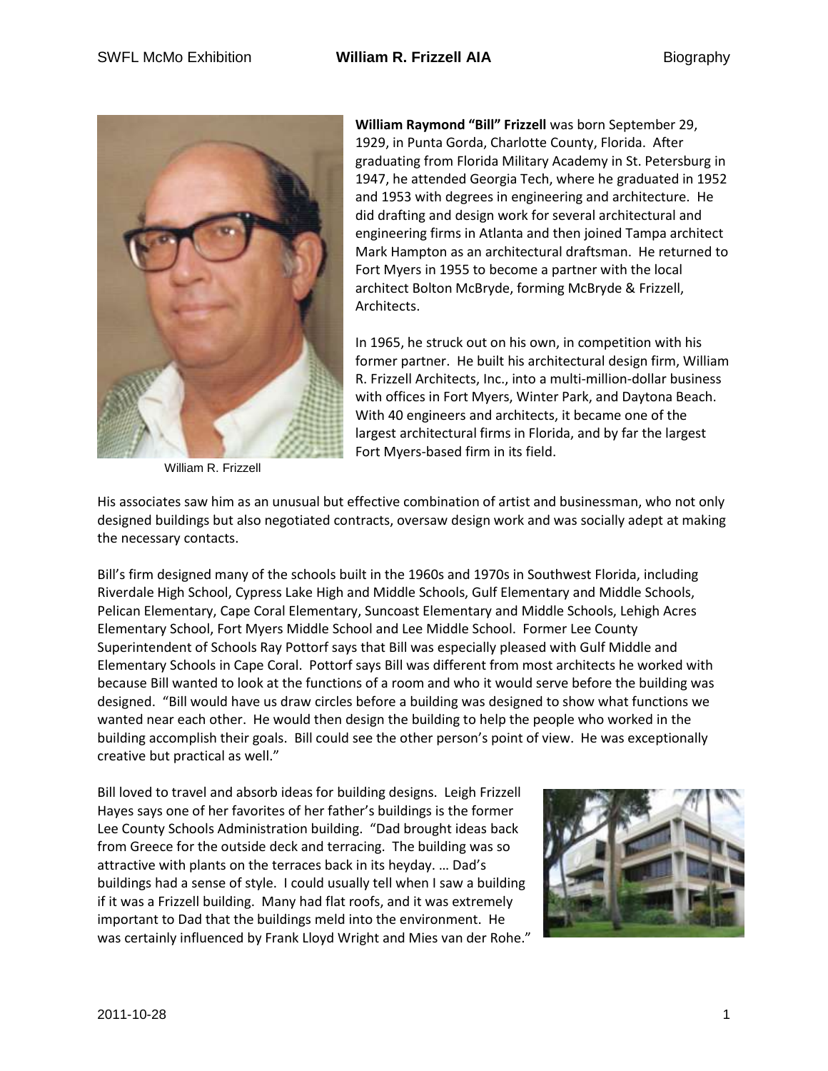**William Raymond "Bill" Frizzell** was born September 29, 1929, in Punta Gorda, Charlotte County, Florida. After graduating from Florida Military Academy in St. Petersburg in 1947, he attended Georgia Tech, where he graduated in 1952 and 1953 with degrees in engineering and architecture. He did drafting and design work for several architectural and engineering firms in Atlanta and then joined Tampa architect Mark Hampton as an architectural draftsman. He returned to Fort Myers in 1955 to become a partner with the local architect Bolton McBryde, forming McBryde & Frizzell, Architects.

William R. Frizzell

In 1965, he struck out on his own, in competition with his former partner. He built his architectural design firm, William R. Frizzell Architects, Inc., into a multi-million-dollar business with offices in Fort Myers, Winter Park, and Daytona Beach. With 40 engineers and architects, it became one of the largest architectural firms in Florida, and by far the largest Fort Myers-based firm in its field.

His associates saw him as an unusual but effective combination of artist and businessman, who not only designed buildings but also negotiated contracts, oversaw design work and was socially adept at making the necessary contacts.

Bill's firm designed many of the schools built in the 1960s and 1970s in Southwest Florida, including Riverdale High School, Cypress Lake High and Middle Schools, Gulf Elementary and Middle Schools, Pelican Elementary, Cape Coral Elementary, Suncoast Elementary and Middle Schools, Lehigh Acres Elementary School, Fort Myers Middle School and Lee Middle School. Former Lee County Superintendent of Schools Ray Pottorf says that Bill was especially pleased with Gulf Middle and Elementary Schools in Cape Coral. Pottorf says Bill was different from most architects he worked with because Bill wanted to look at the functions of a room and who it would serve before the building was designed. "Bill would have us draw circles before a building was designed to show what functions we wanted near each other. He would then design the building to help the people who worked in the building accomplish their goals. Bill could see the other person's point of view. He was exceptionally creative but practical as well."

Bill loved to travel and absorb ideas for building designs. Leigh Frizzell Hayes says one of her favorites of her father's buildings is the former Lee County Schools Administration building. "Dad brought ideas back from Greece for the outside deck and terracing. The building was so attractive with plants on the terraces back in its heyday. … Dad's buildings had a sense of style. I could usually tell when I saw a building if it was a Frizzell building. Many had flat roofs, and it was extremely important to Dad that the buildings meld into the environment. He was certainly influenced by Frank Lloyd Wright and Mies van der Rohe."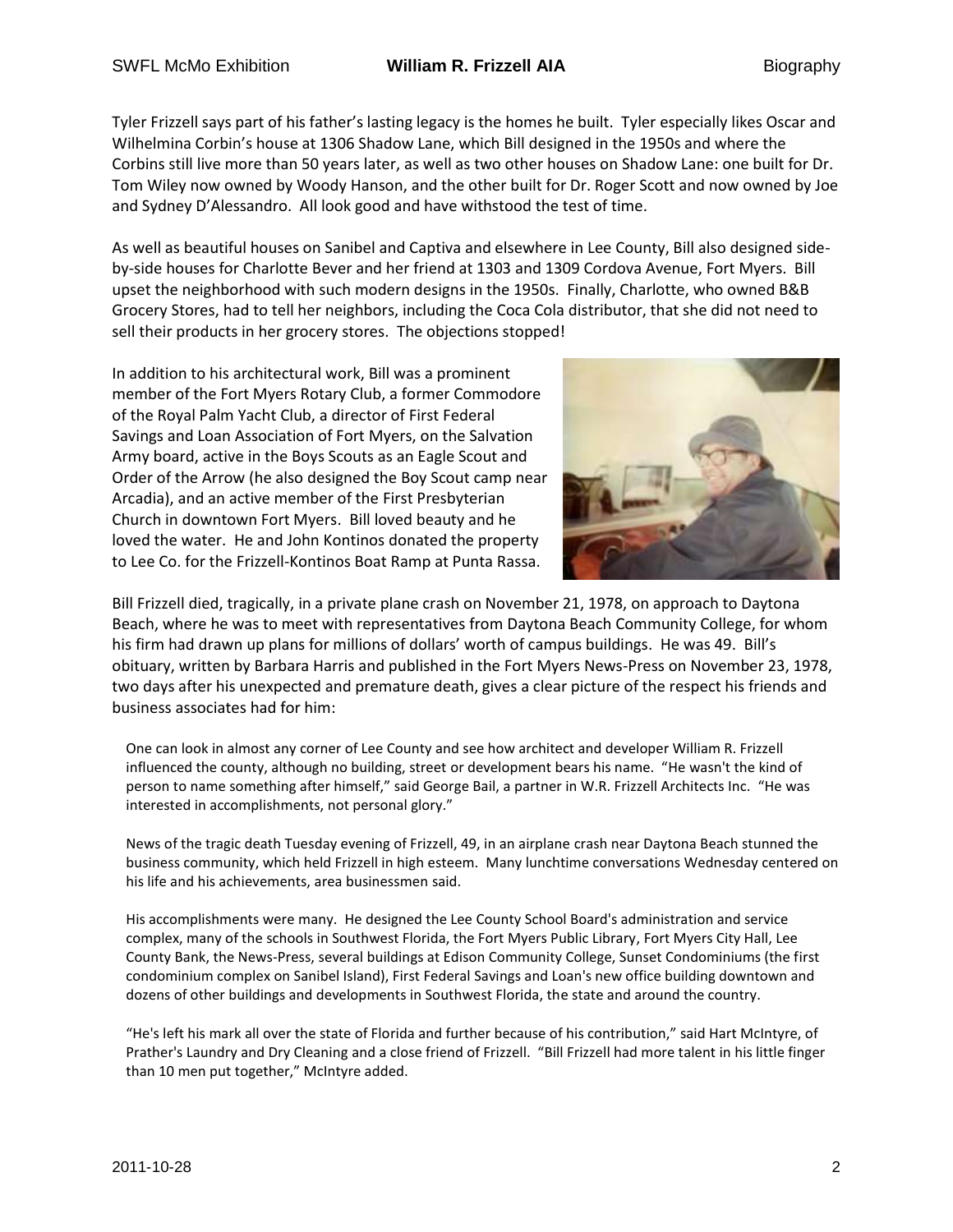Tyler Frizzell says part of his father's lasting legacy is the homes he built. Tyler especially likes Oscar and Wilhelmina Corbin's house at 1306 Shadow Lane, which Bill designed in the 1950s and where the Corbins still live more than 50 years later, as well as two other houses on Shadow Lane: one built for Dr. Tom Wiley now owned by Woody Hanson, and the other built for Dr. Roger Scott and now owned by Joe and Sydney D'Alessandro. All look good and have withstood the test of time.

As well as beautiful houses on Sanibel and Captiva and elsewhere in Lee County, Bill also designed side-by-side houses for Charlotte Bever and her friend at 1303 and 1309 Cordova Avenue, Fort Myers. Bill upset the neighborhood with such modern designs in the 1950s. Finally, Charlotte, who owned B&B Grocery Stores, had to tell her neighbors, including the Coca Cola distributor, that she did not need to sell their products in her grocery stores. The objections stopped!

In addition to his architectural work, Bill was a prominent member of the Fort Myers Rotary Club, a former Commodore of the Royal Palm Yacht Club, a director of First Federal Savings and Loan Association of Fort Myers, on the Salvation Army board, active in the Boys Scouts as an Eagle Scout and Order of the Arrow (he also designed the Boy Scout camp near Arcadia), and an active member of the First Presbyterian Church in downtown Fort Myers. Bill loved beauty and he loved the water. He and John Kontinos donated the property to Lee Co. for the Frizzell-Kontinos Boat Ramp at Punta Rassa.

Bill Frizzell died, tragically, in a private plane crash on November 21, 1978, on approach to Daytona Beach, where he was to meet with representatives from Daytona Beach Community College, for whom his firm had drawn up plans for millions of dollars' worth of campus buildings. He was 49. Bill's obituary, written by Barbara Harris and published in the Fort Myers News-Press on November 23, 1978, two days after his unexpected and premature death, gives a clear picture of the respect his friends and business associates had for him:

> One can look in almost any corner of Lee County and see how architect and developer William R. Frizzell influenced the county, although no building, street or development bears his name. "He wasn't the kind of person to name something after himself," said George Bail, a partner in W.R. Frizzell Architects Inc. "He was interested in accomplishments, not personal glory."
>
> News of the tragic death Tuesday evening of Frizzell, 49, in an airplane crash near Daytona Beach stunned the business community, which held Frizzell in high esteem. Many lunchtime conversations Wednesday centered on his life and his achievements, area businessmen said.
>
> His accomplishments were many. He designed the Lee County School Board's administration and service complex, many of the schools in Southwest Florida, the Fort Myers Public Library, Fort Myers City Hall, Lee County Bank, the News-Press, several buildings at Edison Community College, Sunset Condominiums (the first condominium complex on Sanibel Island), First Federal Savings and Loan's new office building downtown and dozens of other buildings and developments in Southwest Florida, the state and around the country.
>
> "He's left his mark all over the state of Florida and further because of his contribution," said Hart McIntyre, of Prather's Laundry and Dry Cleaning and a close friend of Frizzell. "Bill Frizzell had more talent in his little finger than 10 men put together," McIntyre added.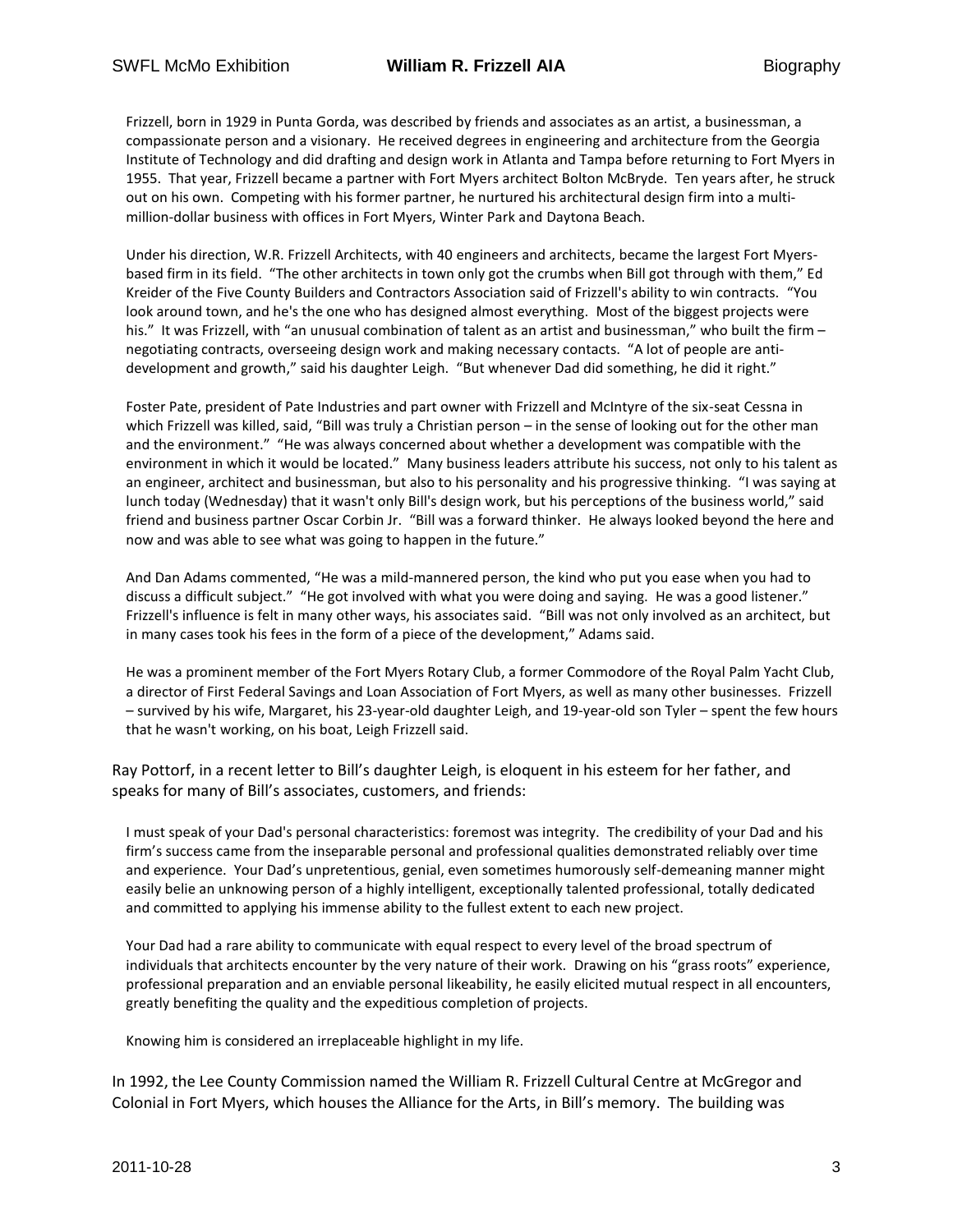Frizzell, born in 1929 in Punta Gorda, was described by friends and associates as an artist, a businessman, a compassionate person and a visionary. He received degrees in engineering and architecture from the Georgia Institute of Technology and did drafting and design work in Atlanta and Tampa before returning to Fort Myers in 1955. That year, Frizzell became a partner with Fort Myers architect Bolton McBryde. Ten years after, he struck out on his own. Competing with his former partner, he nurtured his architectural design firm into a multi-million-dollar business with offices in Fort Myers, Winter Park and Daytona Beach.

Under his direction, W.R. Frizzell Architects, with 40 engineers and architects, became the largest Fort Myers-based firm in its field. "The other architects in town only got the crumbs when Bill got through with them," Ed Kreider of the Five County Builders and Contractors Association said of Frizzell's ability to win contracts. "You look around town, and he's the one who has designed almost everything. Most of the biggest projects were his." It was Frizzell, with "an unusual combination of talent as an artist and businessman," who built the firm – negotiating contracts, overseeing design work and making necessary contacts. "A lot of people are anti-development and growth," said his daughter Leigh. "But whenever Dad did something, he did it right."

Foster Pate, president of Pate Industries and part owner with Frizzell and McIntyre of the six-seat Cessna in which Frizzell was killed, said, "Bill was truly a Christian person – in the sense of looking out for the other man and the environment." "He was always concerned about whether a development was compatible with the environment in which it would be located." Many business leaders attribute his success, not only to his talent as an engineer, architect and businessman, but also to his personality and his progressive thinking. "I was saying at lunch today (Wednesday) that it wasn't only Bill's design work, but his perceptions of the business world," said friend and business partner Oscar Corbin Jr. "Bill was a forward thinker. He always looked beyond the here and now and was able to see what was going to happen in the future."

And Dan Adams commented, "He was a mild-mannered person, the kind who put you ease when you had to discuss a difficult subject." "He got involved with what you were doing and saying. He was a good listener." Frizzell's influence is felt in many other ways, his associates said. "Bill was not only involved as an architect, but in many cases took his fees in the form of a piece of the development," Adams said.

He was a prominent member of the Fort Myers Rotary Club, a former Commodore of the Royal Palm Yacht Club, a director of First Federal Savings and Loan Association of Fort Myers, as well as many other businesses. Frizzell – survived by his wife, Margaret, his 23-year-old daughter Leigh, and 19-year-old son Tyler – spent the few hours that he wasn't working, on his boat, Leigh Frizzell said.

Ray Pottorf, in a recent letter to Bill's daughter Leigh, is eloquent in his esteem for her father, and speaks for many of Bill's associates, customers, and friends:

> I must speak of your Dad's personal characteristics: foremost was integrity. The credibility of your Dad and his firm's success came from the inseparable personal and professional qualities demonstrated reliably over time and experience. Your Dad's unpretentious, genial, even sometimes humorously self-demeaning manner might easily belie an unknowing person of a highly intelligent, exceptionally talented professional, totally dedicated and committed to applying his immense ability to the fullest extent to each new project.
>
> Your Dad had a rare ability to communicate with equal respect to every level of the broad spectrum of individuals that architects encounter by the very nature of their work. Drawing on his "grass roots" experience, professional preparation and an enviable personal likeability, he easily elicited mutual respect in all encounters, greatly benefiting the quality and the expeditious completion of projects.
>
> Knowing him is considered an irreplaceable highlight in my life.

In 1992, the Lee County Commission named the William R. Frizzell Cultural Centre at McGregor and Colonial in Fort Myers, which houses the Alliance for the Arts, in Bill's memory. The building was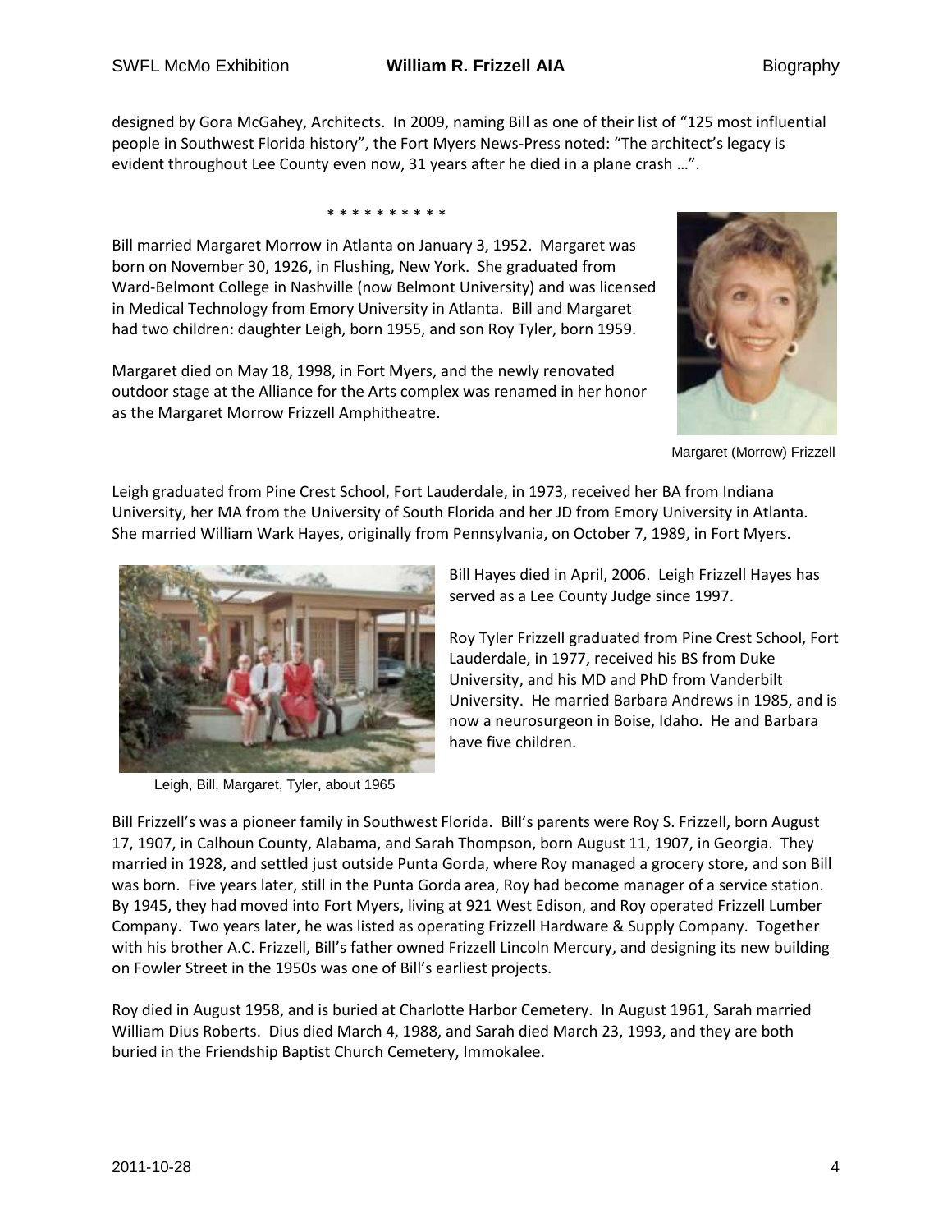designed by Gora McGahey, Architects. In 2009, naming Bill as one of their list of "125 most influential people in Southwest Florida history", the Fort Myers News-Press noted: "The architect's legacy is evident throughout Lee County even now, 31 years after he died in a plane crash …".

\* \* \* \* \* \* \* \* \* \*

Bill married Margaret Morrow in Atlanta on January 3, 1952. Margaret was born on November 30, 1926, in Flushing, New York. She graduated from Ward-Belmont College in Nashville (now Belmont University) and was licensed in Medical Technology from Emory University in Atlanta. Bill and Margaret had two children: daughter Leigh, born 1955, and son Roy Tyler, born 1959.

Margaret died on May 18, 1998, in Fort Myers, and the newly renovated outdoor stage at the Alliance for the Arts complex was renamed in her honor as the Margaret Morrow Frizzell Amphitheatre.

Margaret (Morrow) Frizzell

Leigh graduated from Pine Crest School, Fort Lauderdale, in 1973, received her BA from Indiana University, her MA from the University of South Florida and her JD from Emory University in Atlanta. She married William Wark Hayes, originally from Pennsylvania, on October 7, 1989, in Fort Myers.

Bill Hayes died in April, 2006. Leigh Frizzell Hayes has served as a Lee County Judge since 1997.

Roy Tyler Frizzell graduated from Pine Crest School, Fort Lauderdale, in 1977, received his BS from Duke University, and his MD and PhD from Vanderbilt University. He married Barbara Andrews in 1985, and is now a neurosurgeon in Boise, Idaho. He and Barbara have five children.

Leigh, Bill, Margaret, Tyler, about 1965

Bill Frizzell's was a pioneer family in Southwest Florida. Bill's parents were Roy S. Frizzell, born August 17, 1907, in Calhoun County, Alabama, and Sarah Thompson, born August 11, 1907, in Georgia. They married in 1928, and settled just outside Punta Gorda, where Roy managed a grocery store, and son Bill was born. Five years later, still in the Punta Gorda area, Roy had become manager of a service station. By 1945, they had moved into Fort Myers, living at 921 West Edison, and Roy operated Frizzell Lumber Company. Two years later, he was listed as operating Frizzell Hardware & Supply Company. Together with his brother A.C. Frizzell, Bill's father owned Frizzell Lincoln Mercury, and designing its new building on Fowler Street in the 1950s was one of Bill's earliest projects.

Roy died in August 1958, and is buried at Charlotte Harbor Cemetery. In August 1961, Sarah married William Dius Roberts. Dius died March 4, 1988, and Sarah died March 23, 1993, and they are both buried in the Friendship Baptist Church Cemetery, Immokalee.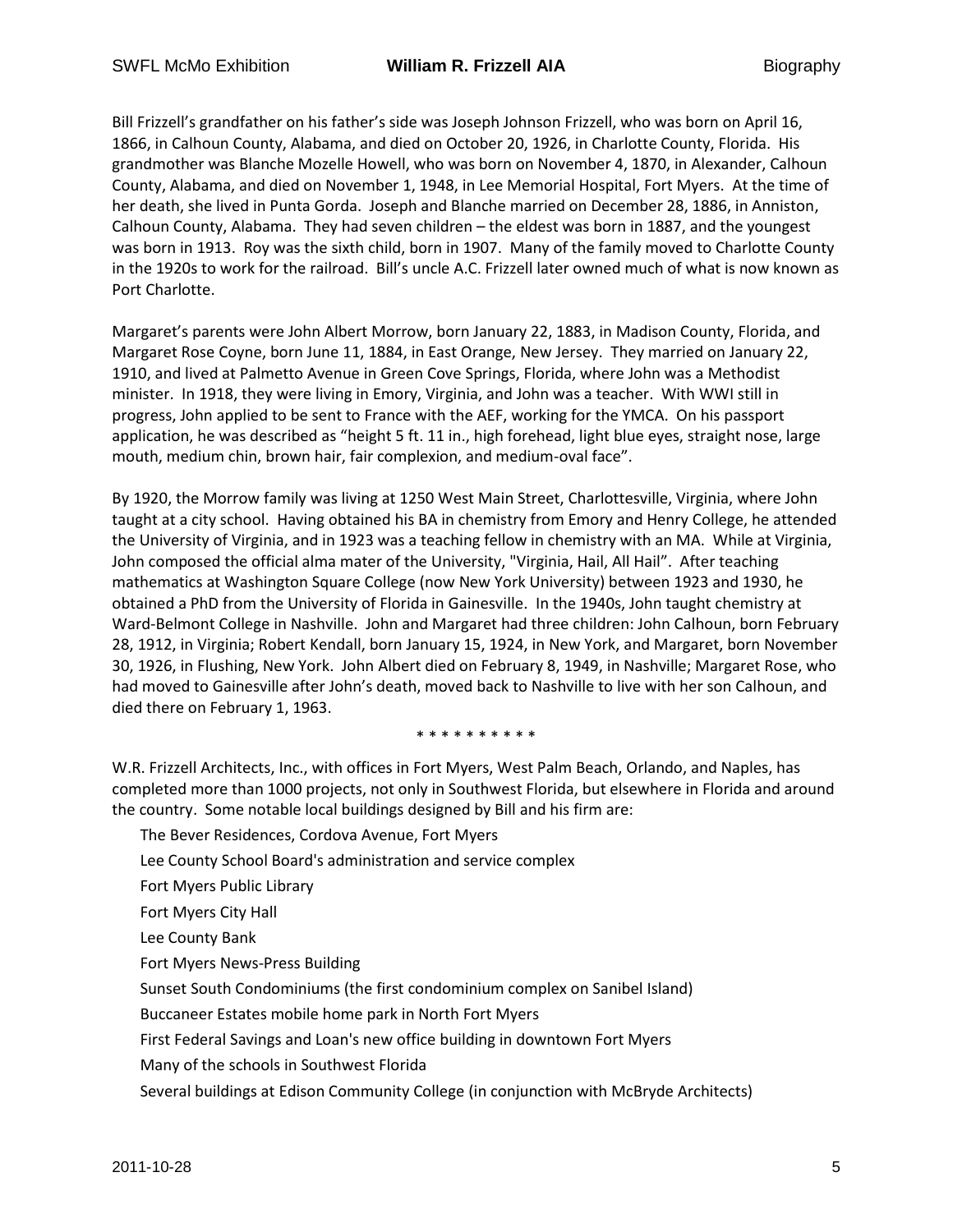Bill Frizzell's grandfather on his father's side was Joseph Johnson Frizzell, who was born on April 16, 1866, in Calhoun County, Alabama, and died on October 20, 1926, in Charlotte County, Florida. His grandmother was Blanche Mozelle Howell, who was born on November 4, 1870, in Alexander, Calhoun County, Alabama, and died on November 1, 1948, in Lee Memorial Hospital, Fort Myers. At the time of her death, she lived in Punta Gorda. Joseph and Blanche married on December 28, 1886, in Anniston, Calhoun County, Alabama. They had seven children – the eldest was born in 1887, and the youngest was born in 1913. Roy was the sixth child, born in 1907. Many of the family moved to Charlotte County in the 1920s to work for the railroad. Bill's uncle A.C. Frizzell later owned much of what is now known as Port Charlotte.

Margaret's parents were John Albert Morrow, born January 22, 1883, in Madison County, Florida, and Margaret Rose Coyne, born June 11, 1884, in East Orange, New Jersey. They married on January 22, 1910, and lived at Palmetto Avenue in Green Cove Springs, Florida, where John was a Methodist minister. In 1918, they were living in Emory, Virginia, and John was a teacher. With WWI still in progress, John applied to be sent to France with the AEF, working for the YMCA. On his passport application, he was described as "height 5 ft. 11 in., high forehead, light blue eyes, straight nose, large mouth, medium chin, brown hair, fair complexion, and medium-oval face".

By 1920, the Morrow family was living at 1250 West Main Street, Charlottesville, Virginia, where John taught at a city school. Having obtained his BA in chemistry from Emory and Henry College, he attended the University of Virginia, and in 1923 was a teaching fellow in chemistry with an MA. While at Virginia, John composed the official alma mater of the University, "Virginia, Hail, All Hail". After teaching mathematics at Washington Square College (now New York University) between 1923 and 1930, he obtained a PhD from the University of Florida in Gainesville. In the 1940s, John taught chemistry at Ward-Belmont College in Nashville. John and Margaret had three children: John Calhoun, born February 28, 1912, in Virginia; Robert Kendall, born January 15, 1924, in New York, and Margaret, born November 30, 1926, in Flushing, New York. John Albert died on February 8, 1949, in Nashville; Margaret Rose, who had moved to Gainesville after John's death, moved back to Nashville to live with her son Calhoun, and died there on February 1, 1963.

* * * * * * * * * *

W.R. Frizzell Architects, Inc., with offices in Fort Myers, West Palm Beach, Orlando, and Naples, has completed more than 1000 projects, not only in Southwest Florida, but elsewhere in Florida and around the country. Some notable local buildings designed by Bill and his firm are:

- The Bever Residences, Cordova Avenue, Fort Myers
- Lee County School Board's administration and service complex
- Fort Myers Public Library
- Fort Myers City Hall
- Lee County Bank
- Fort Myers News-Press Building
- Sunset South Condominiums (the first condominium complex on Sanibel Island)
- Buccaneer Estates mobile home park in North Fort Myers
- First Federal Savings and Loan's new office building in downtown Fort Myers
- Many of the schools in Southwest Florida
- Several buildings at Edison Community College (in conjunction with McBryde Architects)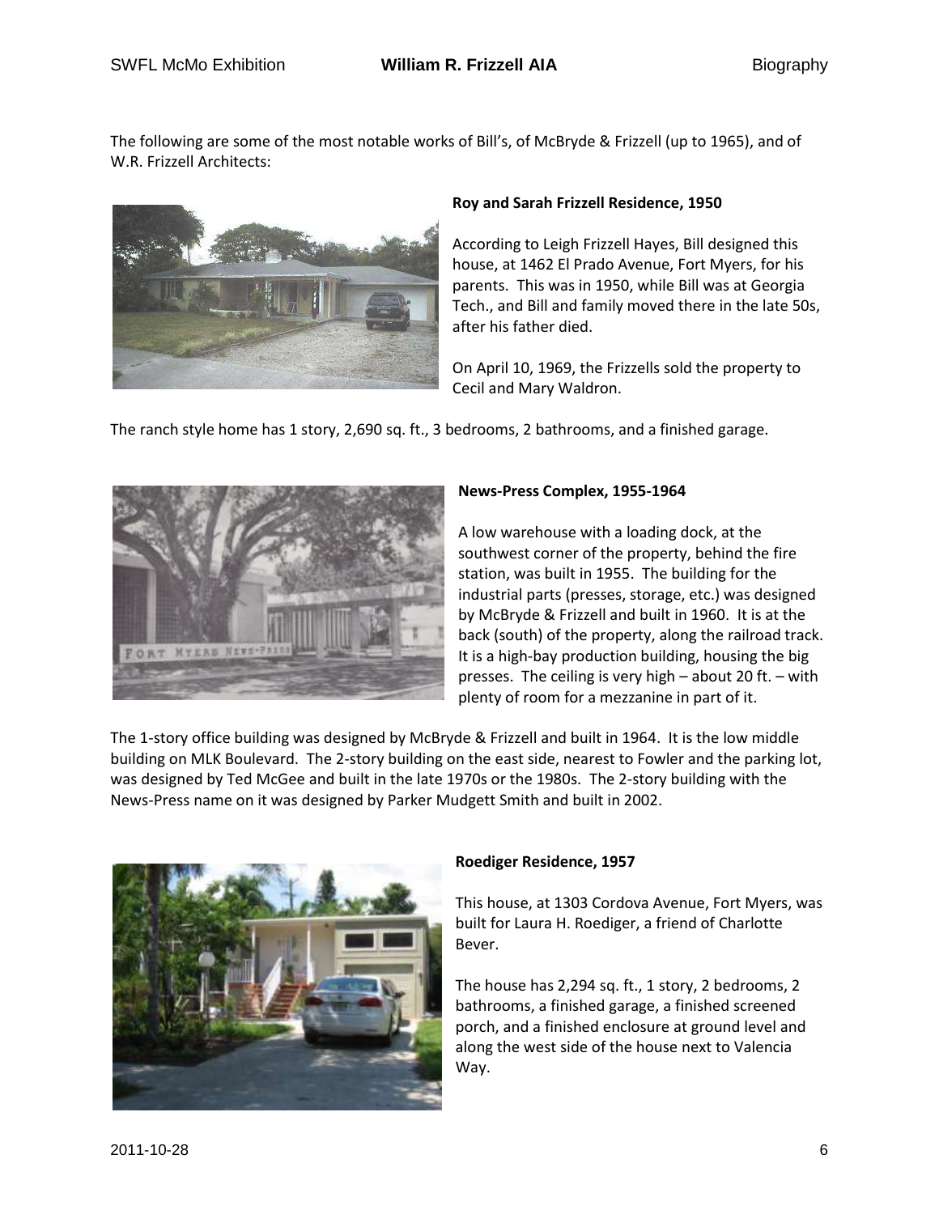The following are some of the most notable works of Bill's, of McBryde & Frizzell (up to 1965), and of W.R. Frizzell Architects:

**Roy and Sarah Frizzell Residence, 1950**

According to Leigh Frizzell Hayes, Bill designed this house, at 1462 El Prado Avenue, Fort Myers, for his parents. This was in 1950, while Bill was at Georgia Tech., and Bill and family moved there in the late 50s, after his father died.

On April 10, 1969, the Frizzells sold the property to Cecil and Mary Waldron.

The ranch style home has 1 story, 2,690 sq. ft., 3 bedrooms, 2 bathrooms, and a finished garage.

**News-Press Complex, 1955-1964**

A low warehouse with a loading dock, at the southwest corner of the property, behind the fire station, was built in 1955. The building for the industrial parts (presses, storage, etc.) was designed by McBryde & Frizzell and built in 1960. It is at the back (south) of the property, along the railroad track. It is a high-bay production building, housing the big presses. The ceiling is very high – about 20 ft. – with plenty of room for a mezzanine in part of it.

The 1-story office building was designed by McBryde & Frizzell and built in 1964. It is the low middle building on MLK Boulevard. The 2-story building on the east side, nearest to Fowler and the parking lot, was designed by Ted McGee and built in the late 1970s or the 1980s. The 2-story building with the News-Press name on it was designed by Parker Mudgett Smith and built in 2002.

**Roediger Residence, 1957**

This house, at 1303 Cordova Avenue, Fort Myers, was built for Laura H. Roediger, a friend of Charlotte Bever.

The house has 2,294 sq. ft., 1 story, 2 bedrooms, 2 bathrooms, a finished garage, a finished screened porch, and a finished enclosure at ground level and along the west side of the house next to Valencia Way.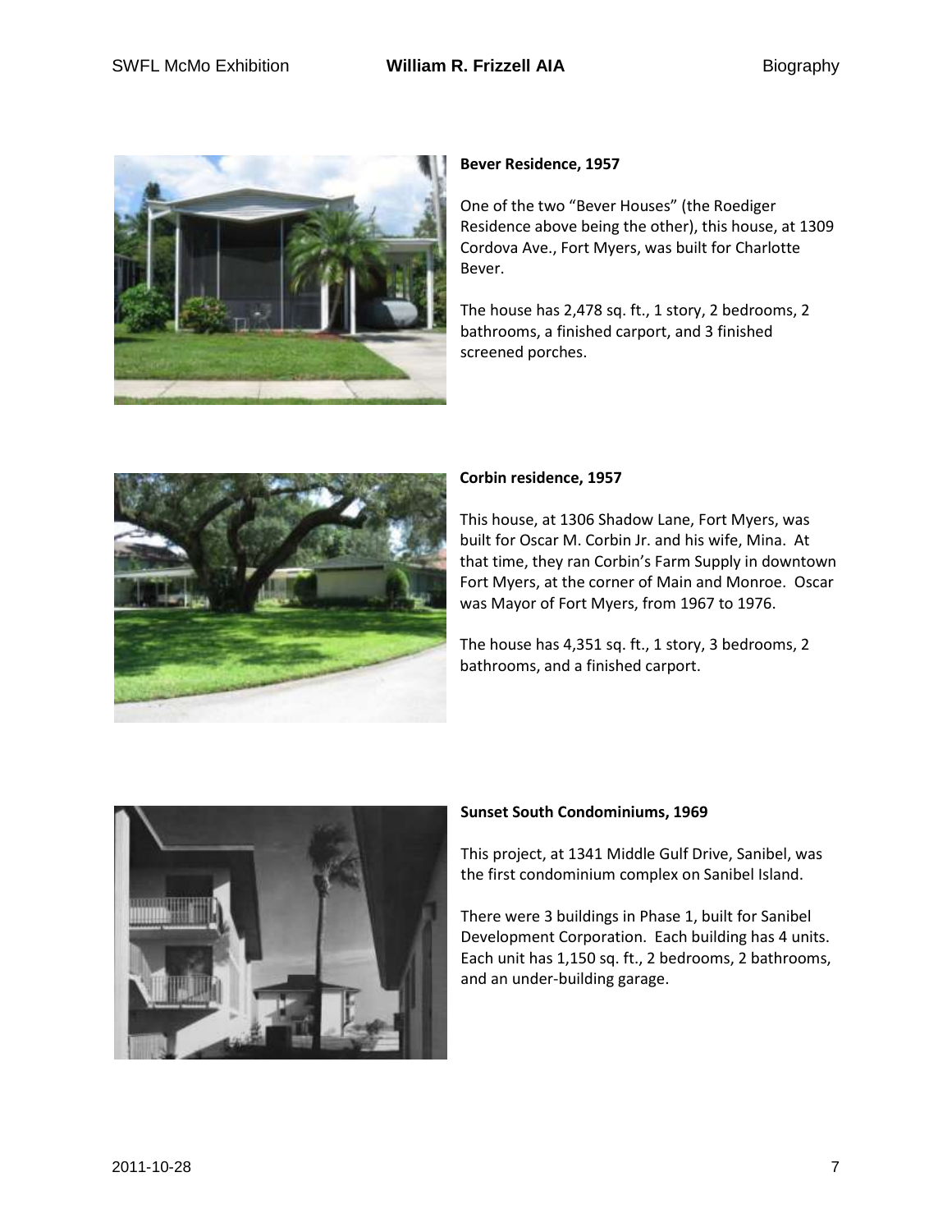**Bever Residence, 1957**

One of the two "Bever Houses" (the Roediger Residence above being the other), this house, at 1309 Cordova Ave., Fort Myers, was built for Charlotte Bever.

The house has 2,478 sq. ft., 1 story, 2 bedrooms, 2 bathrooms, a finished carport, and 3 finished screened porches.

**Corbin residence, 1957**

This house, at 1306 Shadow Lane, Fort Myers, was built for Oscar M. Corbin Jr. and his wife, Mina. At that time, they ran Corbin's Farm Supply in downtown Fort Myers, at the corner of Main and Monroe. Oscar was Mayor of Fort Myers, from 1967 to 1976.

The house has 4,351 sq. ft., 1 story, 3 bedrooms, 2 bathrooms, and a finished carport.

**Sunset South Condominiums, 1969**

This project, at 1341 Middle Gulf Drive, Sanibel, was the first condominium complex on Sanibel Island.

There were 3 buildings in Phase 1, built for Sanibel Development Corporation. Each building has 4 units. Each unit has 1,150 sq. ft., 2 bedrooms, 2 bathrooms, and an under-building garage.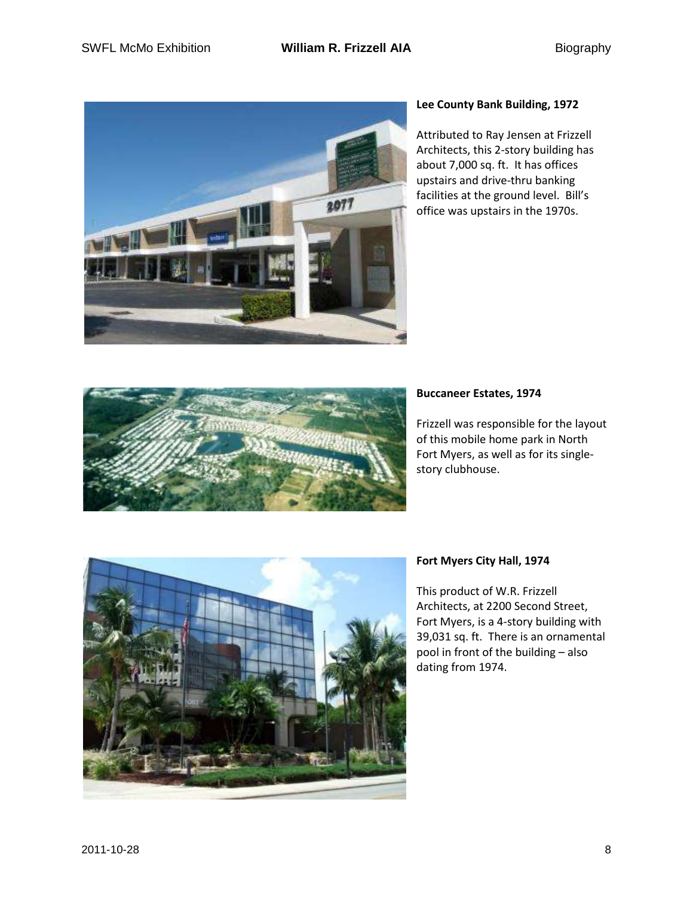### Lee County Bank Building, 1972

Attributed to Ray Jensen at Frizzell Architects, this 2-story building has about 7,000 sq. ft. It has offices upstairs and drive-thru banking facilities at the ground level. Bill's office was upstairs in the 1970s.

### Buccaneer Estates, 1974

Frizzell was responsible for the layout of this mobile home park in North Fort Myers, as well as for its single-story clubhouse.

### Fort Myers City Hall, 1974

This product of W.R. Frizzell Architects, at 2200 Second Street, Fort Myers, is a 4-story building with 39,031 sq. ft. There is an ornamental pool in front of the building – also dating from 1974.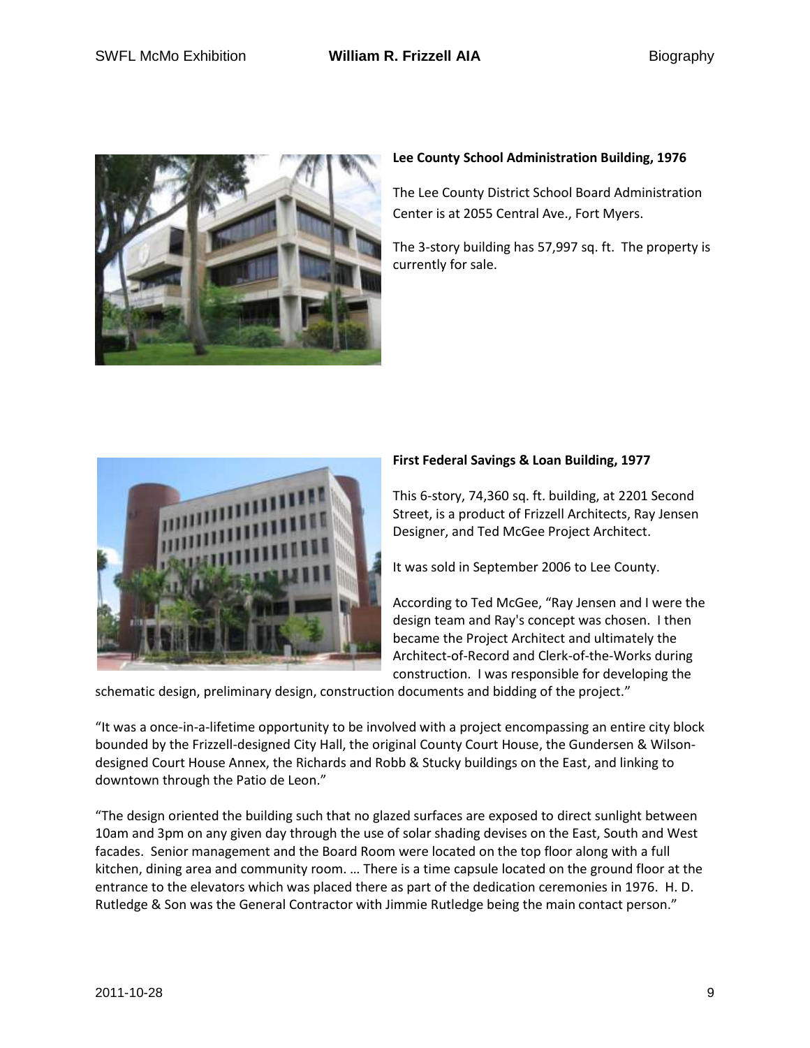**Lee County School Administration Building, 1976**

The Lee County District School Board Administration Center is at 2055 Central Ave., Fort Myers.

The 3-story building has 57,997 sq. ft. The property is currently for sale.

**First Federal Savings & Loan Building, 1977**

This 6-story, 74,360 sq. ft. building, at 2201 Second Street, is a product of Frizzell Architects, Ray Jensen Designer, and Ted McGee Project Architect.

It was sold in September 2006 to Lee County.

According to Ted McGee, "Ray Jensen and I were the design team and Ray's concept was chosen. I then became the Project Architect and ultimately the Architect-of-Record and Clerk-of-the-Works during construction. I was responsible for developing the schematic design, preliminary design, construction documents and bidding of the project."

"It was a once-in-a-lifetime opportunity to be involved with a project encompassing an entire city block bounded by the Frizzell-designed City Hall, the original County Court House, the Gundersen & Wilson-designed Court House Annex, the Richards and Robb & Stucky buildings on the East, and linking to downtown through the Patio de Leon."

"The design oriented the building such that no glazed surfaces are exposed to direct sunlight between 10am and 3pm on any given day through the use of solar shading devises on the East, South and West facades. Senior management and the Board Room were located on the top floor along with a full kitchen, dining area and community room. … There is a time capsule located on the ground floor at the entrance to the elevators which was placed there as part of the dedication ceremonies in 1976. H. D. Rutledge & Son was the General Contractor with Jimmie Rutledge being the main contact person."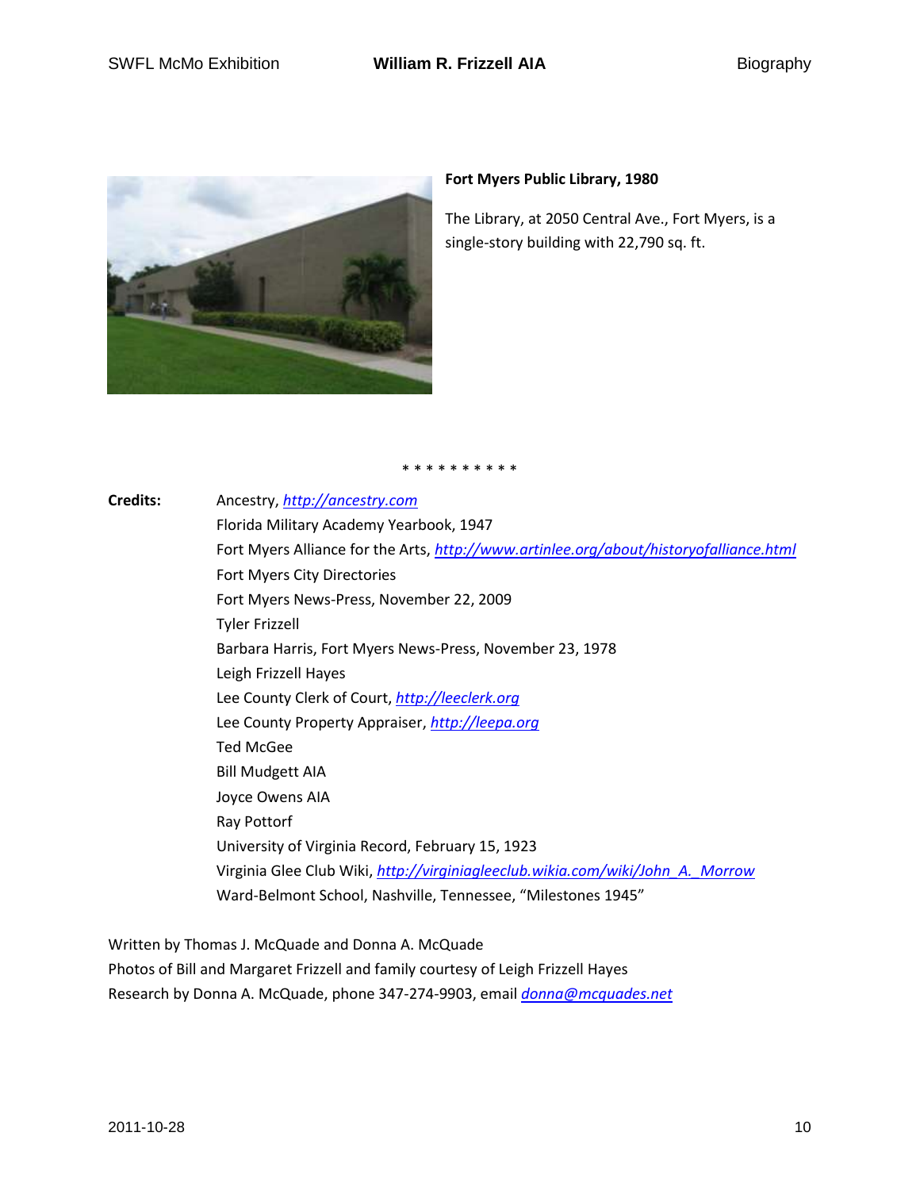**Fort Myers Public Library, 1980**

The Library, at 2050 Central Ave., Fort Myers, is a single-story building with 22,790 sq. ft.

\* \* \* \* \* \* \* \* \* \*

**Credits:**

Ancestry, http://ancestry.com
Florida Military Academy Yearbook, 1947
Fort Myers Alliance for the Arts, http://www.artinlee.org/about/historyofalliance.html
Fort Myers City Directories
Fort Myers News-Press, November 22, 2009
Tyler Frizzell
Barbara Harris, Fort Myers News-Press, November 23, 1978
Leigh Frizzell Hayes
Lee County Clerk of Court, http://leeclerk.org
Lee County Property Appraiser, http://leepa.org
Ted McGee
Bill Mudgett AIA
Joyce Owens AIA
Ray Pottorf
University of Virginia Record, February 15, 1923
Virginia Glee Club Wiki, http://virginiagleeclub.wikia.com/wiki/John_A._Morrow
Ward-Belmont School, Nashville, Tennessee, "Milestones 1945"

Written by Thomas J. McQuade and Donna A. McQuade
Photos of Bill and Margaret Frizzell and family courtesy of Leigh Frizzell Hayes
Research by Donna A. McQuade, phone 347-274-9903, email donna@mcquades.net